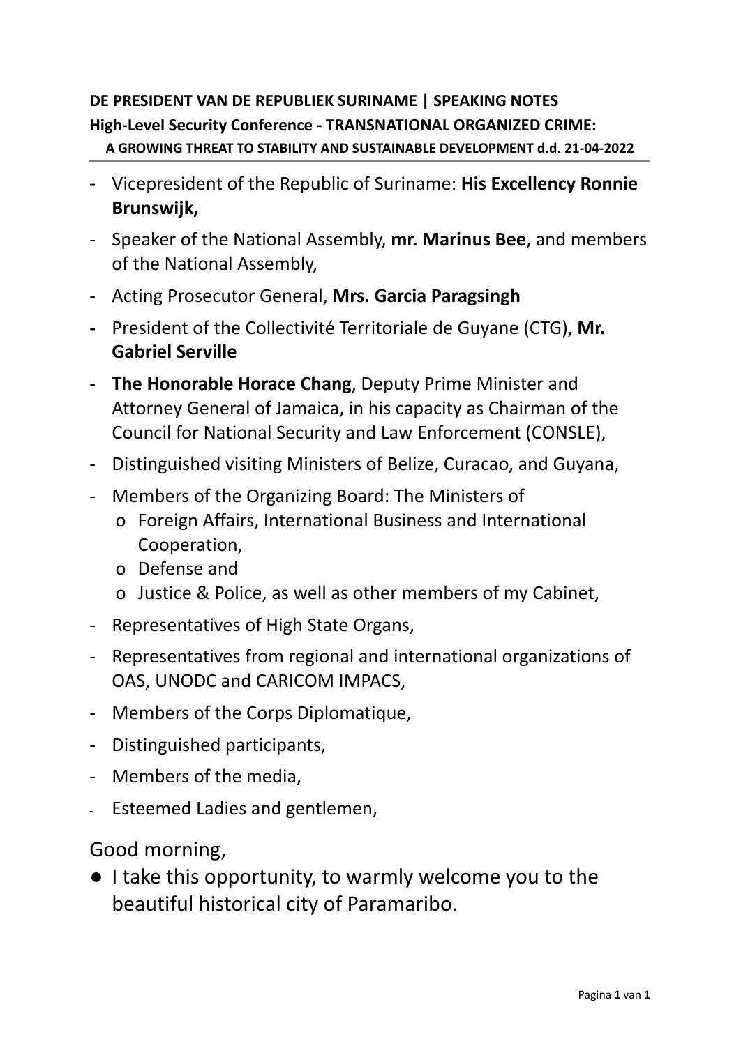**DE PRESIDENT VAN DE REPUBLIEK SURINAME | SPEAKING NOTES**
**High-Level Security Conference - TRANSNATIONAL ORGANIZED CRIME:**
**A GROWING THREAT TO STABILITY AND SUSTAINABLE DEVELOPMENT d.d. 21-04-2022**

---

- Vicepresident of the Republic of Suriname: **His Excellency Ronnie Brunswijk,**
- Speaker of the National Assembly, **mr. Marinus Bee**, and members of the National Assembly,
- Acting Prosecutor General, **Mrs. Garcia Paragsingh**
- President of the Collectivité Territoriale de Guyane (CTG), **Mr. Gabriel Serville**
- **The Honorable Horace Chang**, Deputy Prime Minister and Attorney General of Jamaica, in his capacity as Chairman of the Council for National Security and Law Enforcement (CONSLE),
- Distinguished visiting Ministers of Belize, Curacao, and Guyana,
- Members of the Organizing Board: The Ministers of
  - Foreign Affairs, International Business and International Cooperation,
  - Defense and
  - Justice & Police, as well as other members of my Cabinet,
- Representatives of High State Organs,
- Representatives from regional and international organizations of OAS, UNODC and CARICOM IMPACS,
- Members of the Corps Diplomatique,
- Distinguished participants,
- Members of the media,
- Esteemed Ladies and gentlemen,

Good morning,

- I take this opportunity, to warmly welcome you to the beautiful historical city of Paramaribo.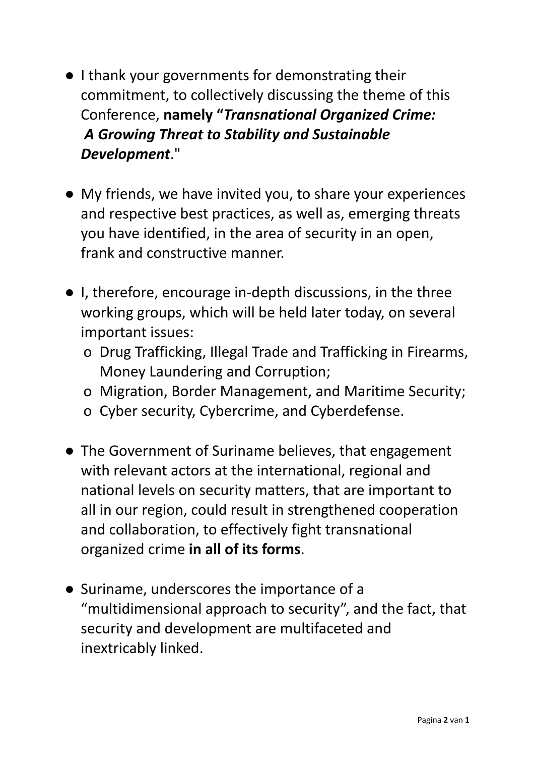- I thank your governments for demonstrating their commitment, to collectively discussing the theme of this Conference, **namely "*Transnational Organized Crime: A Growing Threat to Stability and Sustainable Development*."**

- My friends, we have invited you, to share your experiences and respective best practices, as well as, emerging threats you have identified, in the area of security in an open, frank and constructive manner.

- I, therefore, encourage in-depth discussions, in the three working groups, which will be held later today, on several important issues:
  - Drug Trafficking, Illegal Trade and Trafficking in Firearms, Money Laundering and Corruption;
  - Migration, Border Management, and Maritime Security;
  - Cyber security, Cybercrime, and Cyberdefense.

- The Government of Suriname believes, that engagement with relevant actors at the international, regional and national levels on security matters, that are important to all in our region, could result in strengthened cooperation and collaboration, to effectively fight transnational organized crime **in all of its forms**.

- Suriname, underscores the importance of a "multidimensional approach to security", and the fact, that security and development are multifaceted and inextricably linked.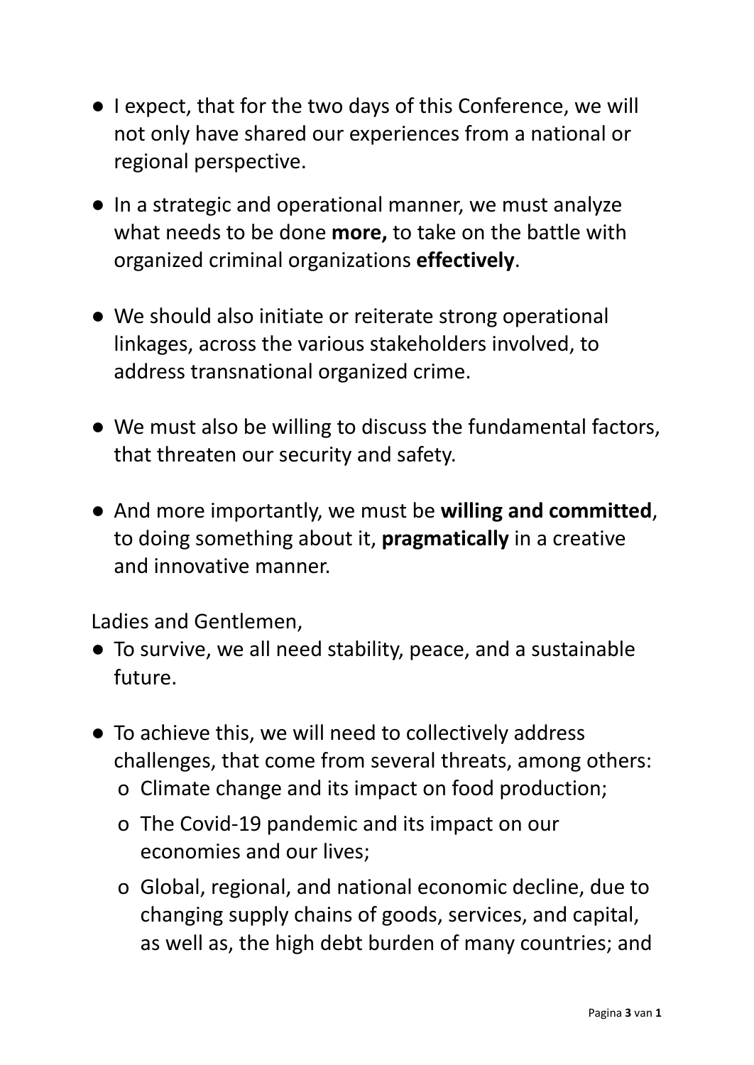- I expect, that for the two days of this Conference, we will not only have shared our experiences from a national or regional perspective.

- In a strategic and operational manner, we must analyze what needs to be done **more,** to take on the battle with organized criminal organizations **effectively**.

- We should also initiate or reiterate strong operational linkages, across the various stakeholders involved, to address transnational organized crime.

- We must also be willing to discuss the fundamental factors, that threaten our security and safety.

- And more importantly, we must be **willing and committed**, to doing something about it, **pragmatically** in a creative and innovative manner.

Ladies and Gentlemen,

- To survive, we all need stability, peace, and a sustainable future.

- To achieve this, we will need to collectively address challenges, that come from several threats, among others:
  - Climate change and its impact on food production;
  - The Covid-19 pandemic and its impact on our economies and our lives;
  - Global, regional, and national economic decline, due to changing supply chains of goods, services, and capital, as well as, the high debt burden of many countries; and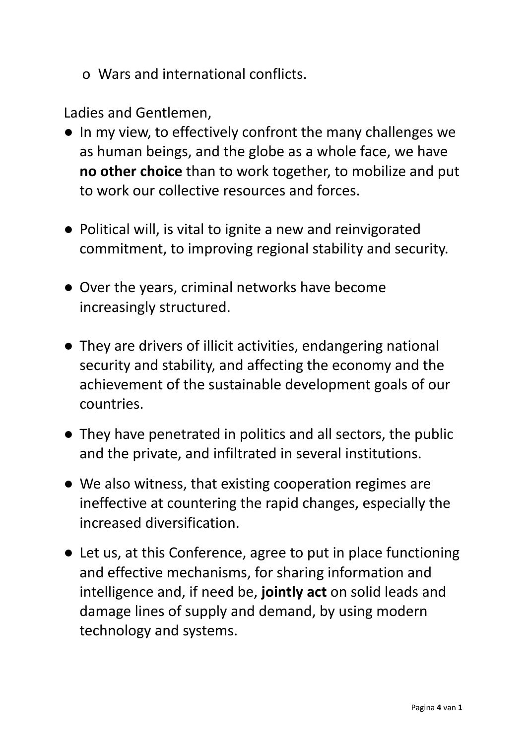- Wars and international conflicts.

Ladies and Gentlemen,

- In my view, to effectively confront the many challenges we as human beings, and the globe as a whole face, we have **no other choice** than to work together, to mobilize and put to work our collective resources and forces.

- Political will, is vital to ignite a new and reinvigorated commitment, to improving regional stability and security.

- Over the years, criminal networks have become increasingly structured.

- They are drivers of illicit activities, endangering national security and stability, and affecting the economy and the achievement of the sustainable development goals of our countries.

- They have penetrated in politics and all sectors, the public and the private, and infiltrated in several institutions.

- We also witness, that existing cooperation regimes are ineffective at countering the rapid changes, especially the increased diversification.

- Let us, at this Conference, agree to put in place functioning and effective mechanisms, for sharing information and intelligence and, if need be, **jointly act** on solid leads and damage lines of supply and demand, by using modern technology and systems.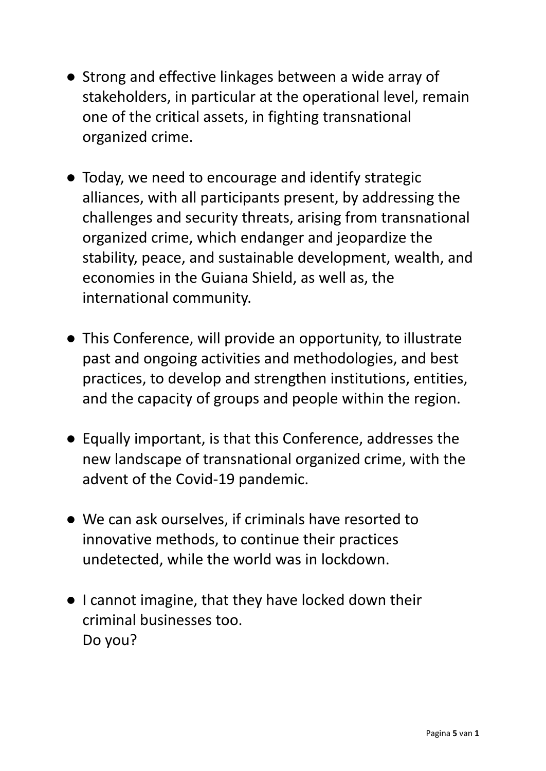- Strong and effective linkages between a wide array of stakeholders, in particular at the operational level, remain one of the critical assets, in fighting transnational organized crime.

- Today, we need to encourage and identify strategic alliances, with all participants present, by addressing the challenges and security threats, arising from transnational organized crime, which endanger and jeopardize the stability, peace, and sustainable development, wealth, and economies in the Guiana Shield, as well as, the international community.

- This Conference, will provide an opportunity, to illustrate past and ongoing activities and methodologies, and best practices, to develop and strengthen institutions, entities, and the capacity of groups and people within the region.

- Equally important, is that this Conference, addresses the new landscape of transnational organized crime, with the advent of the Covid-19 pandemic.

- We can ask ourselves, if criminals have resorted to innovative methods, to continue their practices undetected, while the world was in lockdown.

- I cannot imagine, that they have locked down their criminal businesses too.
  Do you?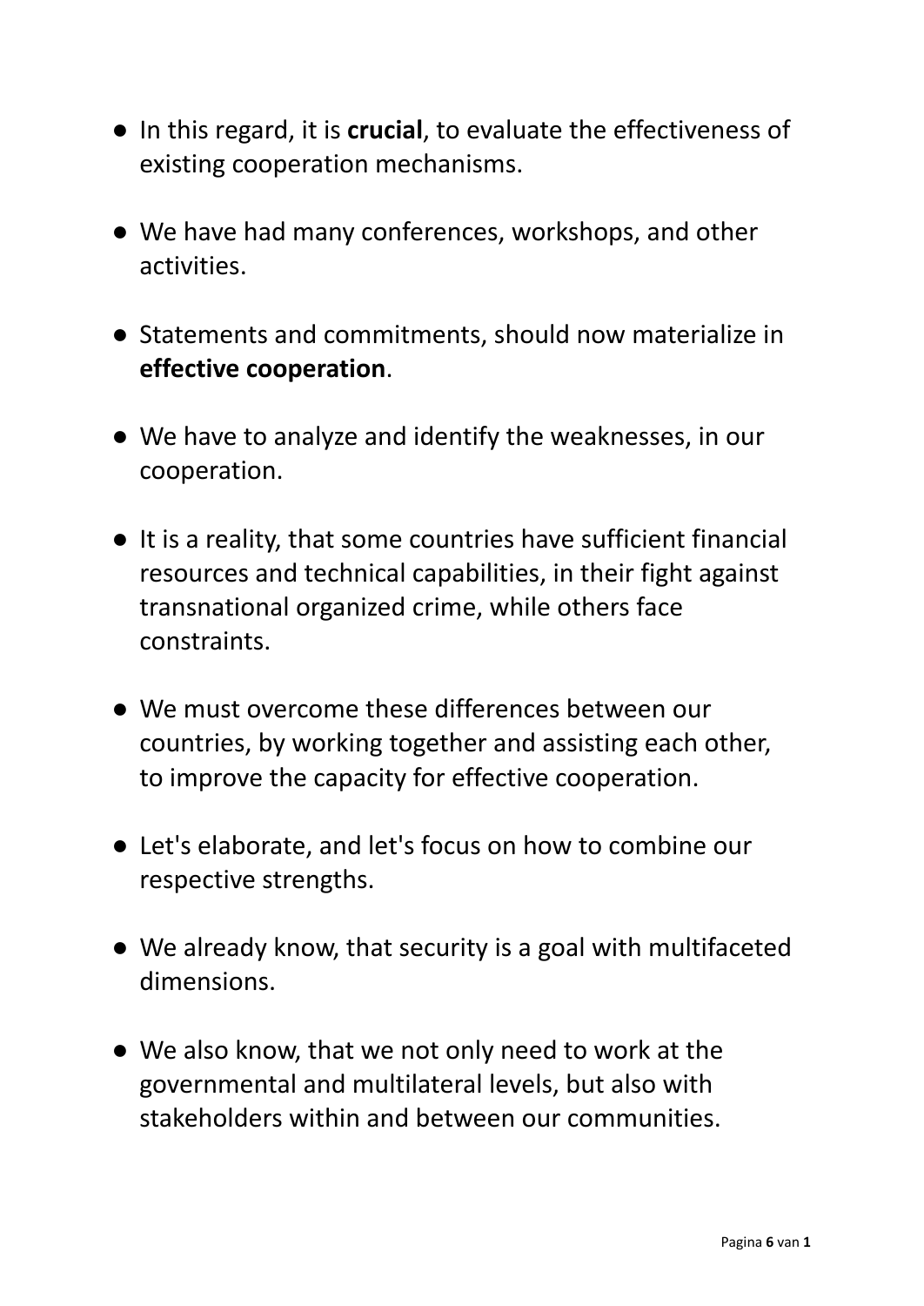- In this regard, it is **crucial**, to evaluate the effectiveness of existing cooperation mechanisms.
- We have had many conferences, workshops, and other activities.
- Statements and commitments, should now materialize in **effective cooperation**.
- We have to analyze and identify the weaknesses, in our cooperation.
- It is a reality, that some countries have sufficient financial resources and technical capabilities, in their fight against transnational organized crime, while others face constraints.
- We must overcome these differences between our countries, by working together and assisting each other, to improve the capacity for effective cooperation.
- Let's elaborate, and let's focus on how to combine our respective strengths.
- We already know, that security is a goal with multifaceted dimensions.
- We also know, that we not only need to work at the governmental and multilateral levels, but also with stakeholders within and between our communities.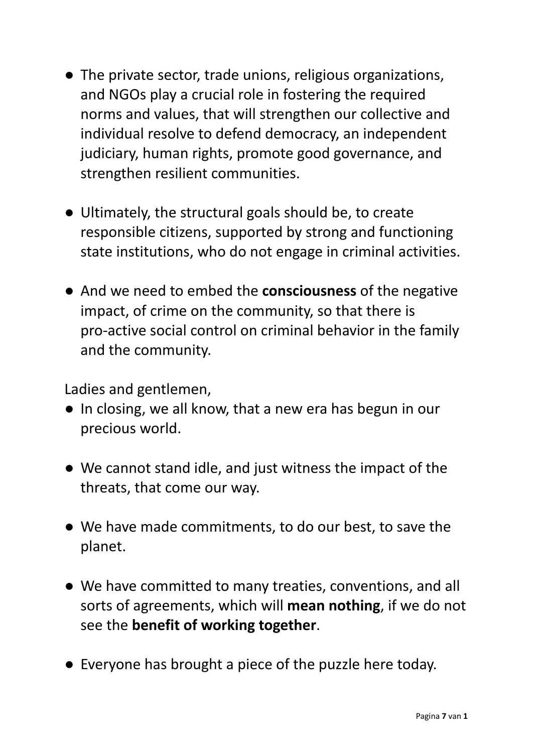- The private sector, trade unions, religious organizations, and NGOs play a crucial role in fostering the required norms and values, that will strengthen our collective and individual resolve to defend democracy, an independent judiciary, human rights, promote good governance, and strengthen resilient communities.

- Ultimately, the structural goals should be, to create responsible citizens, supported by strong and functioning state institutions, who do not engage in criminal activities.

- And we need to embed the **consciousness** of the negative impact, of crime on the community, so that there is pro-active social control on criminal behavior in the family and the community.

Ladies and gentlemen,

- In closing, we all know, that a new era has begun in our precious world.

- We cannot stand idle, and just witness the impact of the threats, that come our way.

- We have made commitments, to do our best, to save the planet.

- We have committed to many treaties, conventions, and all sorts of agreements, which will **mean nothing**, if we do not see the **benefit of working together**.

- Everyone has brought a piece of the puzzle here today.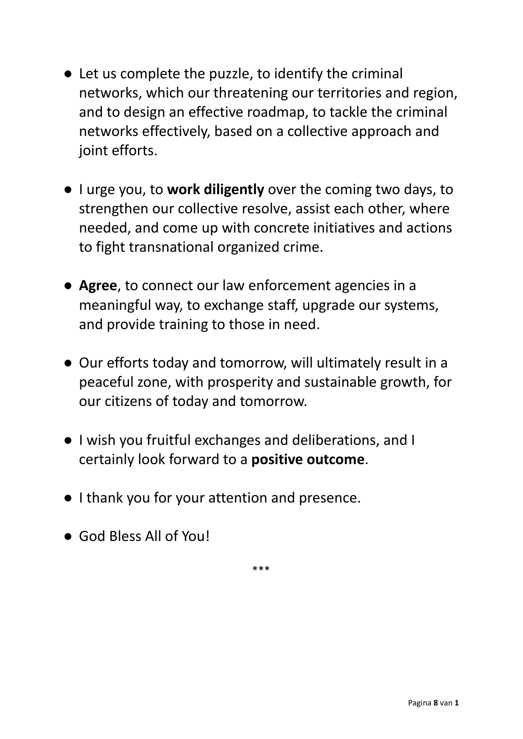- Let us complete the puzzle, to identify the criminal networks, which our threatening our territories and region, and to design an effective roadmap, to tackle the criminal networks effectively, based on a collective approach and joint efforts.

- I urge you, to **work diligently** over the coming two days, to strengthen our collective resolve, assist each other, where needed, and come up with concrete initiatives and actions to fight transnational organized crime.

- **Agree**, to connect our law enforcement agencies in a meaningful way, to exchange staff, upgrade our systems, and provide training to those in need.

- Our efforts today and tomorrow, will ultimately result in a peaceful zone, with prosperity and sustainable growth, for our citizens of today and tomorrow.

- I wish you fruitful exchanges and deliberations, and I certainly look forward to a **positive outcome**.

- I thank you for your attention and presence.

- God Bless All of You!

***